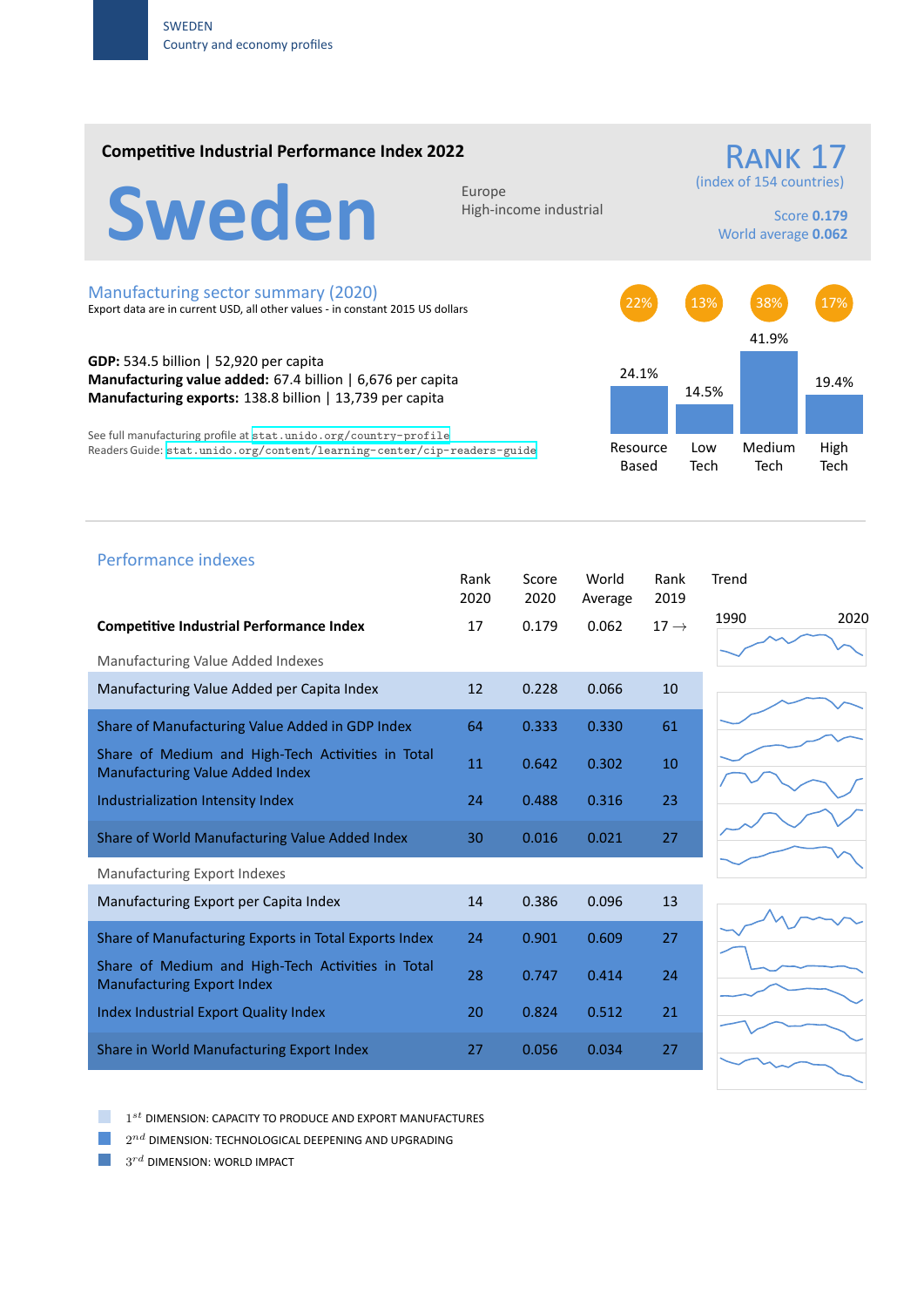SWEDEN
Country and economy profiles

## Competitive Industrial Performance Index 2022

# Sweden

Europe
High-income industrial

**RANK 17**
(index of 154 countries)

Score **0.179**
World average **0.062**

## Manufacturing sector summary (2020)

Export data are in current USD, all other values - in constant 2015 US dollars

**GDP:** 534.5 billion | 52,920 per capita
**Manufacturing value added:** 67.4 billion | 6,676 per capita
**Manufacturing exports:** 138.8 billion | 13,739 per capita

See full manufacturing profile at stat.unido.org/country-profile
Readers Guide: stat.unido.org/content/learning-center/cip-readers-guide

| | Resource Based | Low Tech | Medium Tech | High Tech |
|---|---|---|---|---|
| Share | 22% | 13% | 38% | 17% |
| Value | 24.1% | 14.5% | 41.9% | 19.4% |

## Performance indexes

| | Rank 2020 | Score 2020 | World Average | Rank 2019 | Trend (1990–2020) |
|---|---|---|---|---|---|
| **Competitive Industrial Performance Index** | 17 | 0.179 | 0.062 | 17 → | |
| *Manufacturing Value Added Indexes* | | | | | |
| Manufacturing Value Added per Capita Index | 12 | 0.228 | 0.066 | 10 | |
| Share of Manufacturing Value Added in GDP Index | 64 | 0.333 | 0.330 | 61 | |
| Share of Medium and High-Tech Activities in Total Manufacturing Value Added Index | 11 | 0.642 | 0.302 | 10 | |
| Industrialization Intensity Index | 24 | 0.488 | 0.316 | 23 | |
| Share of World Manufacturing Value Added Index | 30 | 0.016 | 0.021 | 27 | |
| *Manufacturing Export Indexes* | | | | | |
| Manufacturing Export per Capita Index | 14 | 0.386 | 0.096 | 13 | |
| Share of Manufacturing Exports in Total Exports Index | 24 | 0.901 | 0.609 | 27 | |
| Share of Medium and High-Tech Activities in Total Manufacturing Export Index | 28 | 0.747 | 0.414 | 24 | |
| Index Industrial Export Quality Index | 20 | 0.824 | 0.512 | 21 | |
| Share in World Manufacturing Export Index | 27 | 0.056 | 0.034 | 27 | |

1st DIMENSION: CAPACITY TO PRODUCE AND EXPORT MANUFACTURES
2nd DIMENSION: TECHNOLOGICAL DEEPENING AND UPGRADING
3rd DIMENSION: WORLD IMPACT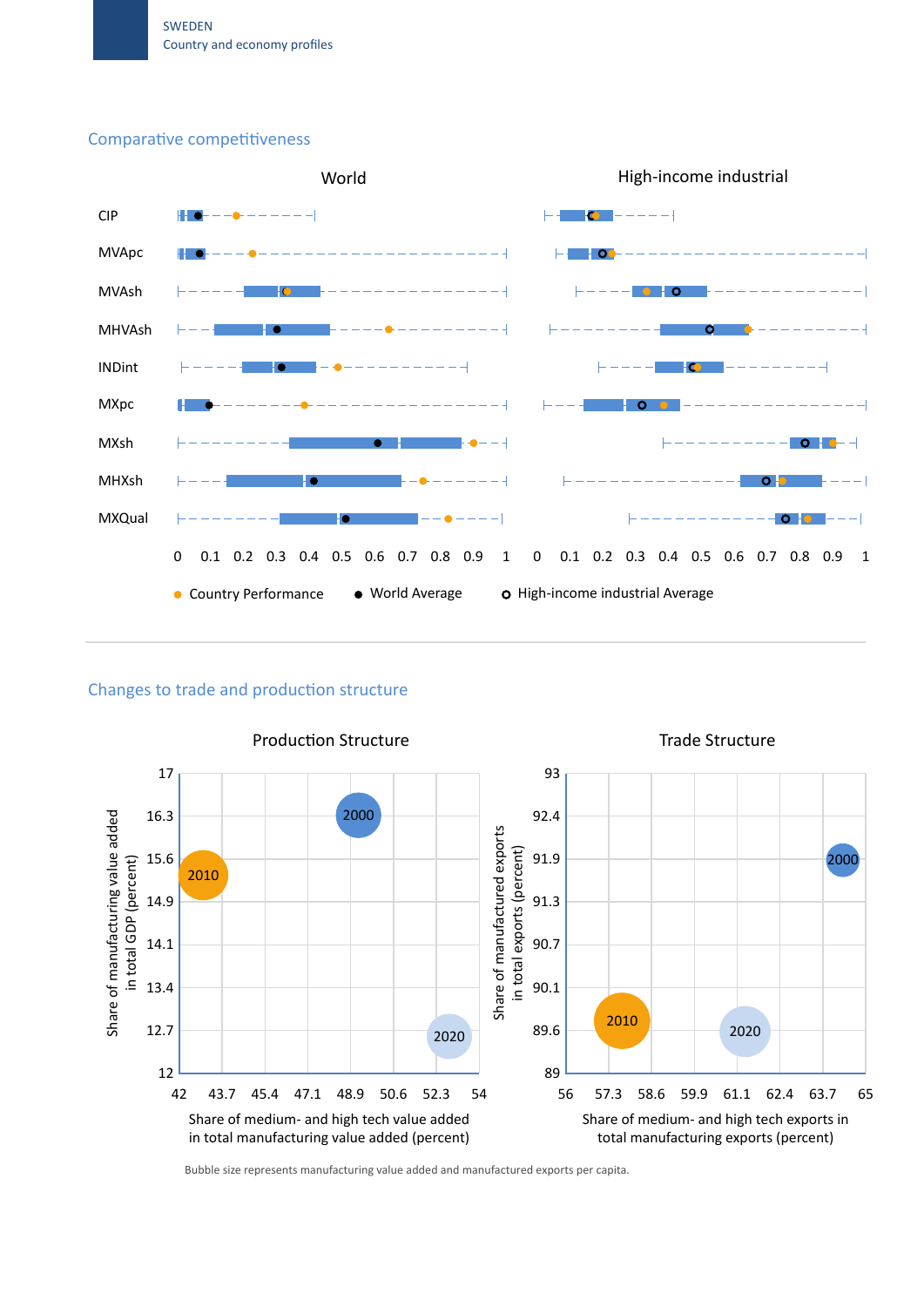## Comparative competitiveness

World

High-income industrial

CIP

MVApc

MVAsh

MHVAsh

INDint

MXpc

MXsh

MHXsh

MXQual

0 0.1 0.2 0.3 0.4 0.5 0.6 0.7 0.8 0.9 1

0 0.1 0.2 0.3 0.4 0.5 0.6 0.7 0.8 0.9 1

Country Performance | World Average | High-income industrial Average

## Changes to trade and production structure

Production Structure

Share of manufacturing value added in total GDP (percent)

17
16.3
15.6
14.9
14.1
13.4
12.7
12

42 43.7 45.4 47.1 48.9 50.6 52.3 54

Share of medium- and high tech value added in total manufacturing value added (percent)

2000

2010

2020

Trade Structure

Share of manufactured exports in total exports (percent)

93
92.4
91.9
91.3
90.7
90.1
89.6
89

56 57.3 58.6 59.9 61.1 62.4 63.7 65

Share of medium- and high tech exports in total manufacturing exports (percent)

2000

2010

2020

Bubble size represents manufacturing value added and manufactured exports per capita.